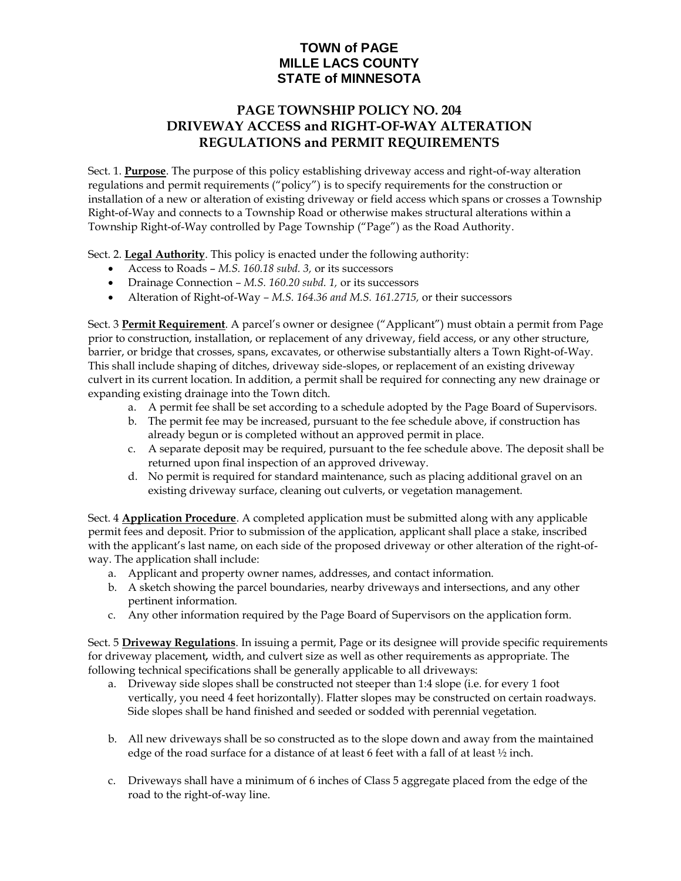# TOWN of PAGE
# MILLE LACS COUNTY
# STATE of MINNESOTA

## PAGE TOWNSHIP POLICY NO. 204
## DRIVEWAY ACCESS and RIGHT-OF-WAY ALTERATION REGULATIONS and PERMIT REQUIREMENTS

Sect. 1. **Purpose**. The purpose of this policy establishing driveway access and right-of-way alteration regulations and permit requirements ("policy") is to specify requirements for the construction or installation of a new or alteration of existing driveway or field access which spans or crosses a Township Right-of-Way and connects to a Township Road or otherwise makes structural alterations within a Township Right-of-Way controlled by Page Township ("Page") as the Road Authority.

Sect. 2. **Legal Authority**. This policy is enacted under the following authority:

- Access to Roads – *M.S. 160.18 subd. 3,* or its successors
- Drainage Connection – *M.S. 160.20 subd. 1,* or its successors
- Alteration of Right-of-Way – *M.S. 164.36 and M.S. 161.2715,* or their successors

Sect. 3 **Permit Requirement**. A parcel's owner or designee ("Applicant") must obtain a permit from Page prior to construction, installation, or replacement of any driveway, field access, or any other structure, barrier, or bridge that crosses, spans, excavates, or otherwise substantially alters a Town Right-of-Way. This shall include shaping of ditches, driveway side-slopes, or replacement of an existing driveway culvert in its current location. In addition, a permit shall be required for connecting any new drainage or expanding existing drainage into the Town ditch.

a. A permit fee shall be set according to a schedule adopted by the Page Board of Supervisors.
b. The permit fee may be increased, pursuant to the fee schedule above, if construction has already begun or is completed without an approved permit in place.
c. A separate deposit may be required, pursuant to the fee schedule above. The deposit shall be returned upon final inspection of an approved driveway.
d. No permit is required for standard maintenance, such as placing additional gravel on an existing driveway surface, cleaning out culverts, or vegetation management.

Sect. 4 **Application Procedure**. A completed application must be submitted along with any applicable permit fees and deposit. Prior to submission of the application, applicant shall place a stake, inscribed with the applicant's last name, on each side of the proposed driveway or other alteration of the right-of-way. The application shall include:

a. Applicant and property owner names, addresses, and contact information.
b. A sketch showing the parcel boundaries, nearby driveways and intersections, and any other pertinent information.
c. Any other information required by the Page Board of Supervisors on the application form.

Sect. 5 **Driveway Regulations**. In issuing a permit, Page or its designee will provide specific requirements for driveway placement, width, and culvert size as well as other requirements as appropriate. The following technical specifications shall be generally applicable to all driveways:

a. Driveway side slopes shall be constructed not steeper than 1:4 slope (i.e. for every 1 foot vertically, you need 4 feet horizontally). Flatter slopes may be constructed on certain roadways. Side slopes shall be hand finished and seeded or sodded with perennial vegetation.

b. All new driveways shall be so constructed as to the slope down and away from the maintained edge of the road surface for a distance of at least 6 feet with a fall of at least ½ inch.

c. Driveways shall have a minimum of 6 inches of Class 5 aggregate placed from the edge of the road to the right-of-way line.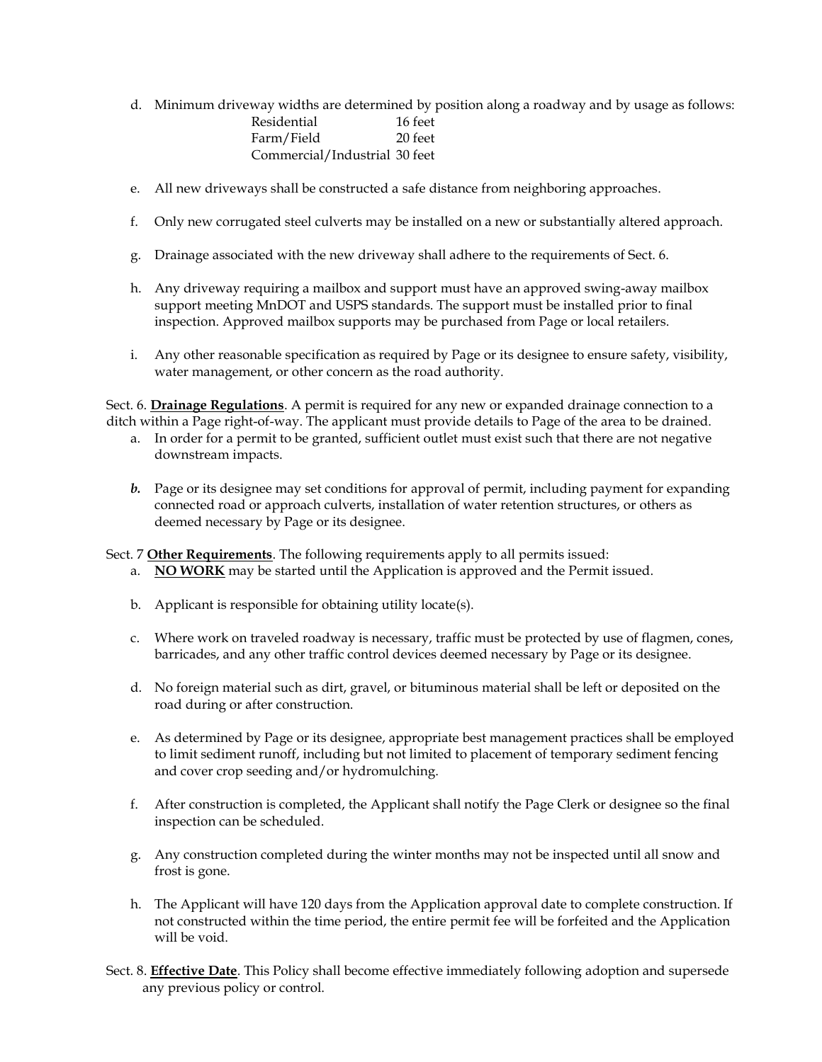d. Minimum driveway widths are determined by position along a roadway and by usage as follows:

| | |
|---|---|
| Residential | 16 feet |
| Farm/Field | 20 feet |
| Commercial/Industrial | 30 feet |

e. All new driveways shall be constructed a safe distance from neighboring approaches.

f. Only new corrugated steel culverts may be installed on a new or substantially altered approach.

g. Drainage associated with the new driveway shall adhere to the requirements of Sect. 6.

h. Any driveway requiring a mailbox and support must have an approved swing-away mailbox support meeting MnDOT and USPS standards. The support must be installed prior to final inspection. Approved mailbox supports may be purchased from Page or local retailers.

i. Any other reasonable specification as required by Page or its designee to ensure safety, visibility, water management, or other concern as the road authority.

Sect. 6. **Drainage Regulations**. A permit is required for any new or expanded drainage connection to a ditch within a Page right-of-way. The applicant must provide details to Page of the area to be drained.

a. In order for a permit to be granted, sufficient outlet must exist such that there are not negative downstream impacts.

***b.*** Page or its designee may set conditions for approval of permit, including payment for expanding connected road or approach culverts, installation of water retention structures, or others as deemed necessary by Page or its designee.

Sect. 7 **Other Requirements**. The following requirements apply to all permits issued:

a. **NO WORK** may be started until the Application is approved and the Permit issued.

b. Applicant is responsible for obtaining utility locate(s).

c. Where work on traveled roadway is necessary, traffic must be protected by use of flagmen, cones, barricades, and any other traffic control devices deemed necessary by Page or its designee.

d. No foreign material such as dirt, gravel, or bituminous material shall be left or deposited on the road during or after construction.

e. As determined by Page or its designee, appropriate best management practices shall be employed to limit sediment runoff, including but not limited to placement of temporary sediment fencing and cover crop seeding and/or hydromulching.

f. After construction is completed, the Applicant shall notify the Page Clerk or designee so the final inspection can be scheduled.

g. Any construction completed during the winter months may not be inspected until all snow and frost is gone.

h. The Applicant will have 120 days from the Application approval date to complete construction. If not constructed within the time period, the entire permit fee will be forfeited and the Application will be void.

Sect. 8. **Effective Date**. This Policy shall become effective immediately following adoption and supersede any previous policy or control.